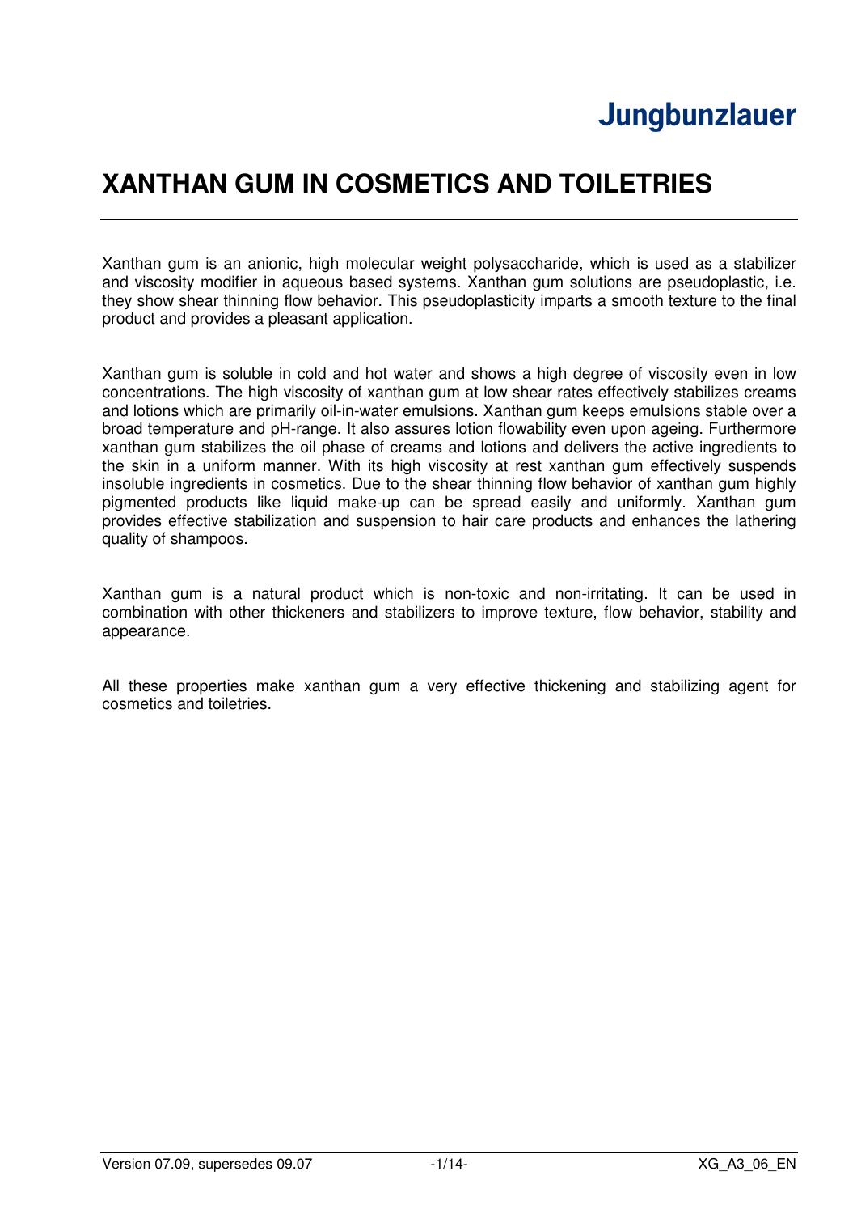# XANTHAN GUM IN COSMETICS AND TOILETRIES

Xanthan gum is an anionic, high molecular weight polysaccharide, which is used as a stabilizer and viscosity modifier in aqueous based systems. Xanthan gum solutions are pseudoplastic, i.e. they show shear thinning flow behavior. This pseudoplasticity imparts a smooth texture to the final product and provides a pleasant application.

Xanthan gum is soluble in cold and hot water and shows a high degree of viscosity even in low concentrations. The high viscosity of xanthan gum at low shear rates effectively stabilizes creams and lotions which are primarily oil-in-water emulsions. Xanthan gum keeps emulsions stable over a broad temperature and pH-range. It also assures lotion flowability even upon ageing. Furthermore xanthan gum stabilizes the oil phase of creams and lotions and delivers the active ingredients to the skin in a uniform manner. With its high viscosity at rest xanthan gum effectively suspends insoluble ingredients in cosmetics. Due to the shear thinning flow behavior of xanthan gum highly pigmented products like liquid make-up can be spread easily and uniformly. Xanthan gum provides effective stabilization and suspension to hair care products and enhances the lathering quality of shampoos.

Xanthan gum is a natural product which is non-toxic and non-irritating. It can be used in combination with other thickeners and stabilizers to improve texture, flow behavior, stability and appearance.

All these properties make xanthan gum a very effective thickening and stabilizing agent for cosmetics and toiletries.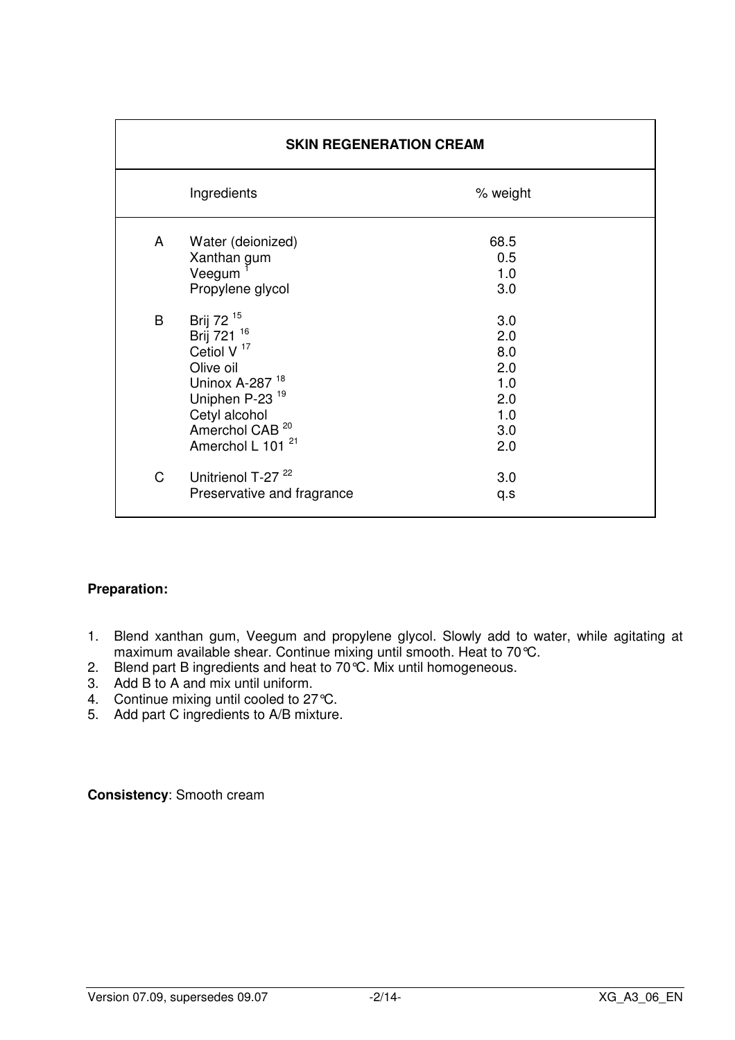| SKIN REGENERATION CREAM | | |
|---|---|---|
| | Ingredients | % weight |
| A | Water (deionized) | 68.5 |
| | Xanthan gum | 0.5 |
| | Veegum [1] | 1.0 |
| | Propylene glycol | 3.0 |
| B | Brij 72 [15] | 3.0 |
| | Brij 721 [16] | 2.0 |
| | Cetiol V [17] | 8.0 |
| | Olive oil | 2.0 |
| | Uninox A-287 [18] | 1.0 |
| | Uniphen P-23 [19] | 2.0 |
| | Cetyl alcohol | 1.0 |
| | Amerchol CAB [20] | 3.0 |
| | Amerchol L 101 [21] | 2.0 |
| C | Unitrienol T-27 [22] | 3.0 |
| | Preservative and fragrance | q.s |

**Preparation:**

1. Blend xanthan gum, Veegum and propylene glycol. Slowly add to water, while agitating at maximum available shear. Continue mixing until smooth. Heat to 70°C.
2. Blend part B ingredients and heat to 70°C. Mix until homogeneous.
3. Add B to A and mix until uniform.
4. Continue mixing until cooled to 27°C.
5. Add part C ingredients to A/B mixture.

**Consistency**: Smooth cream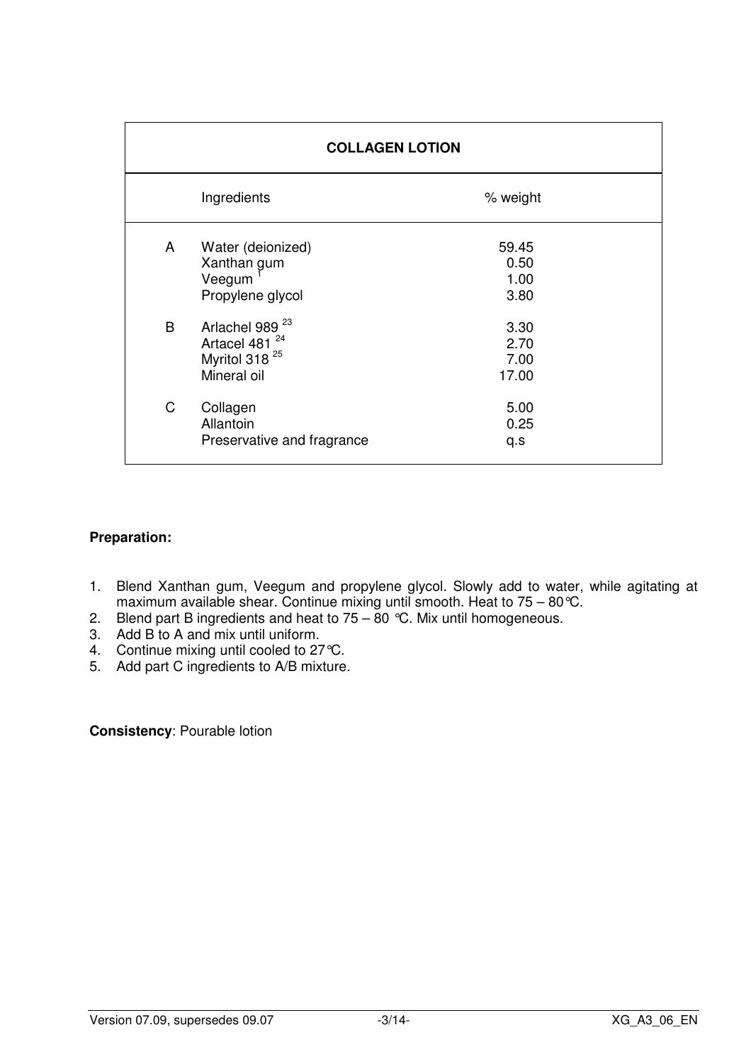| | COLLAGEN LOTION | |
|---|---|---|
| | Ingredients | % weight |
| A | Water (deionized) | 59.45 |
| | Xanthan gum | 0.50 |
| | Veegum [1] | 1.00 |
| | Propylene glycol | 3.80 |
| B | Arlachel 989 [23] | 3.30 |
| | Artacel 481 [24] | 2.70 |
| | Myritol 318 [25] | 7.00 |
| | Mineral oil | 17.00 |
| C | Collagen | 5.00 |
| | Allantoin | 0.25 |
| | Preservative and fragrance | q.s |

**Preparation:**

1. Blend Xanthan gum, Veegum and propylene glycol. Slowly add to water, while agitating at maximum available shear. Continue mixing until smooth. Heat to 75 – 80°C.
2. Blend part B ingredients and heat to 75 – 80 °C. Mix until homogeneous.
3. Add B to A and mix until uniform.
4. Continue mixing until cooled to 27°C.
5. Add part C ingredients to A/B mixture.

**Consistency**: Pourable lotion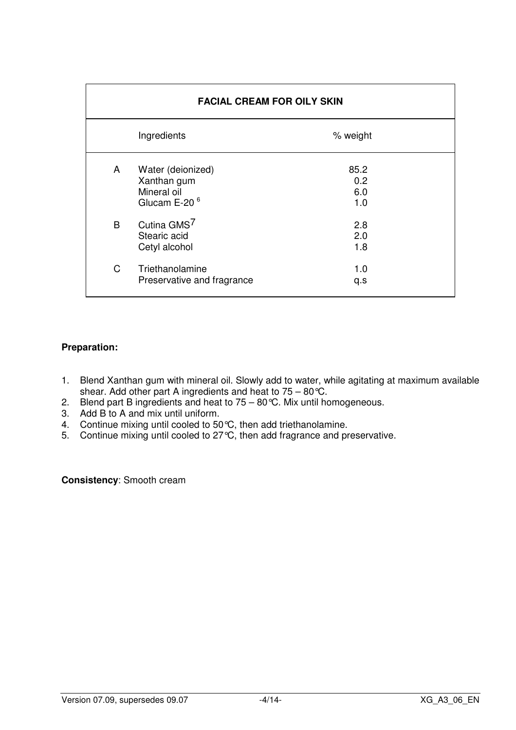| FACIAL CREAM FOR OILY SKIN | | |
|---|---|---|
| | Ingredients | % weight |
| A | Water (deionized) | 85.2 |
| | Xanthan gum | 0.2 |
| | Mineral oil | 6.0 |
| | Glucam E-20 [6] | 1.0 |
| B | Cutina GMS[7] | 2.8 |
| | Stearic acid | 2.0 |
| | Cetyl alcohol | 1.8 |
| C | Triethanolamine | 1.0 |
| | Preservative and fragrance | q.s |

**Preparation:**

1. Blend Xanthan gum with mineral oil. Slowly add to water, while agitating at maximum available shear. Add other part A ingredients and heat to 75 – 80°C.
2. Blend part B ingredients and heat to 75 – 80°C. Mix until homogeneous.
3. Add B to A and mix until uniform.
4. Continue mixing until cooled to 50°C, then add triethanolamine.
5. Continue mixing until cooled to 27°C, then add fragrance and preservative.

**Consistency**: Smooth cream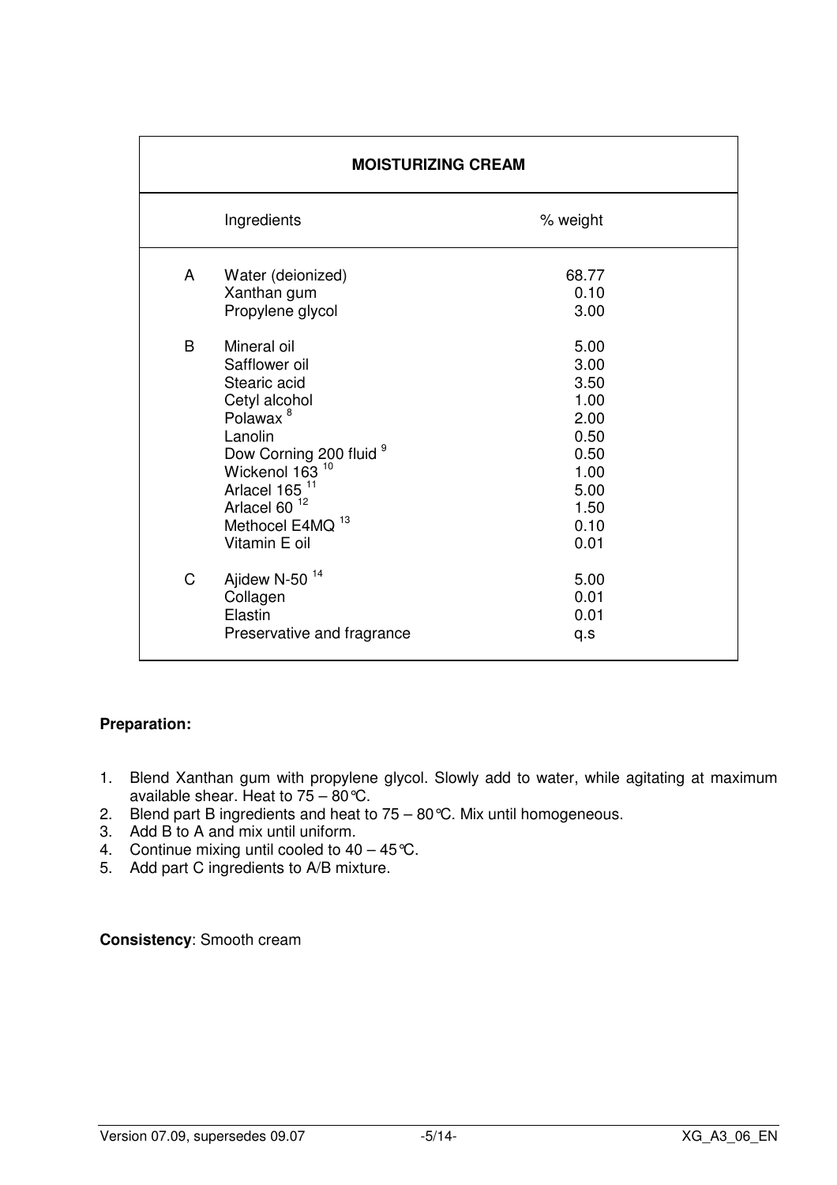| MOISTURIZING CREAM | | |
|---|---|---|
| | Ingredients | % weight |
| A | Water (deionized) | 68.77 |
| | Xanthan gum | 0.10 |
| | Propylene glycol | 3.00 |
| B | Mineral oil | 5.00 |
| | Safflower oil | 3.00 |
| | Stearic acid | 3.50 |
| | Cetyl alcohol | 1.00 |
| | Polawax [8] | 2.00 |
| | Lanolin | 0.50 |
| | Dow Corning 200 fluid [9] | 0.50 |
| | Wickenol 163 [10] | 1.00 |
| | Arlacel 165 [11] | 5.00 |
| | Arlacel 60 [12] | 1.50 |
| | Methocel E4MQ [13] | 0.10 |
| | Vitamin E oil | 0.01 |
| C | Ajidew N-50 [14] | 5.00 |
| | Collagen | 0.01 |
| | Elastin | 0.01 |
| | Preservative and fragrance | q.s |

**Preparation:**

1. Blend Xanthan gum with propylene glycol. Slowly add to water, while agitating at maximum available shear. Heat to 75 – 80°C.
2. Blend part B ingredients and heat to 75 – 80°C. Mix until homogeneous.
3. Add B to A and mix until uniform.
4. Continue mixing until cooled to 40 – 45°C.
5. Add part C ingredients to A/B mixture.

**Consistency**: Smooth cream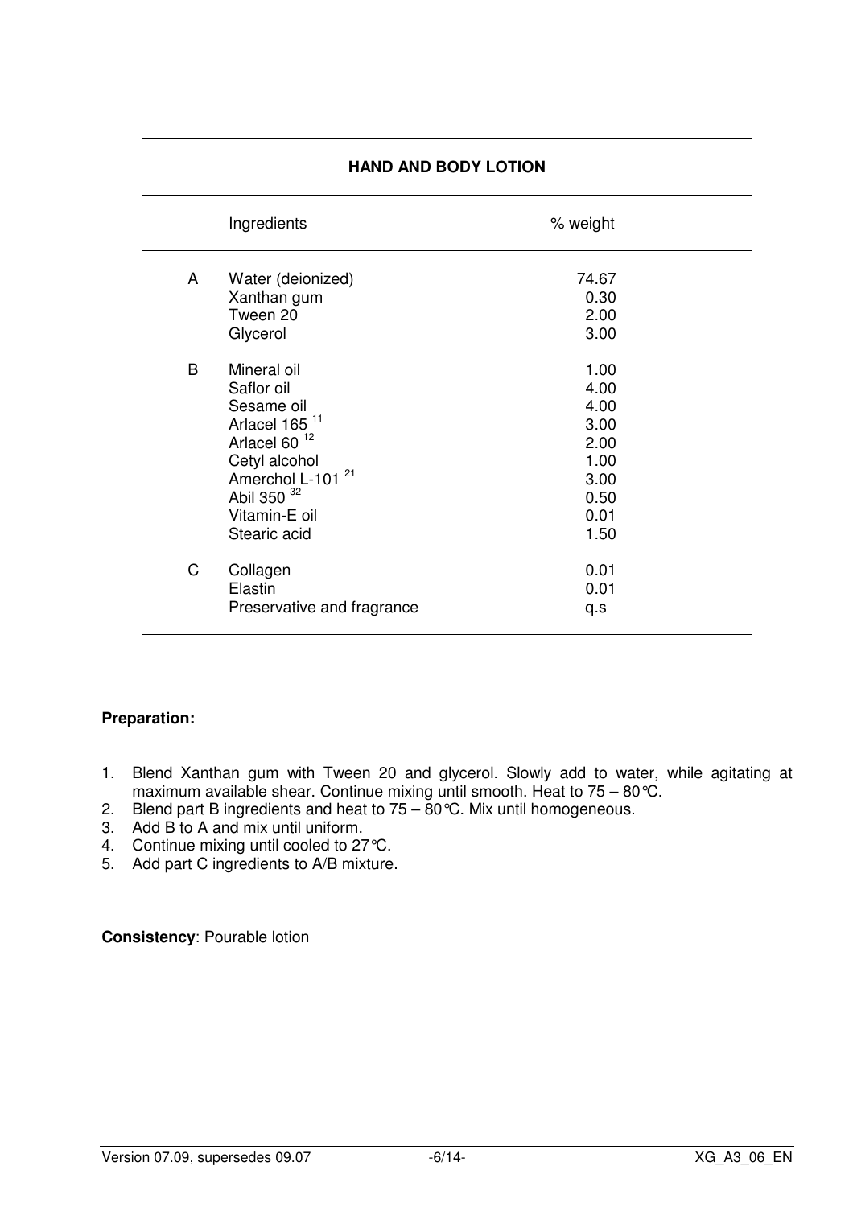| HAND AND BODY LOTION | | |
|---|---|---|
| | Ingredients | % weight |
| A | Water (deionized) | 74.67 |
| | Xanthan gum | 0.30 |
| | Tween 20 | 2.00 |
| | Glycerol | 3.00 |
| B | Mineral oil | 1.00 |
| | Saflor oil | 4.00 |
| | Sesame oil | 4.00 |
| | Arlacel 165 [11] | 3.00 |
| | Arlacel 60 [12] | 2.00 |
| | Cetyl alcohol | 1.00 |
| | Amerchol L-101 [21] | 3.00 |
| | Abil 350 [32] | 0.50 |
| | Vitamin-E oil | 0.01 |
| | Stearic acid | 1.50 |
| C | Collagen | 0.01 |
| | Elastin | 0.01 |
| | Preservative and fragrance | q.s |

**Preparation:**

1. Blend Xanthan gum with Tween 20 and glycerol. Slowly add to water, while agitating at maximum available shear. Continue mixing until smooth. Heat to 75 – 80°C.
2. Blend part B ingredients and heat to 75 – 80°C. Mix until homogeneous.
3. Add B to A and mix until uniform.
4. Continue mixing until cooled to 27°C.
5. Add part C ingredients to A/B mixture.

**Consistency**: Pourable lotion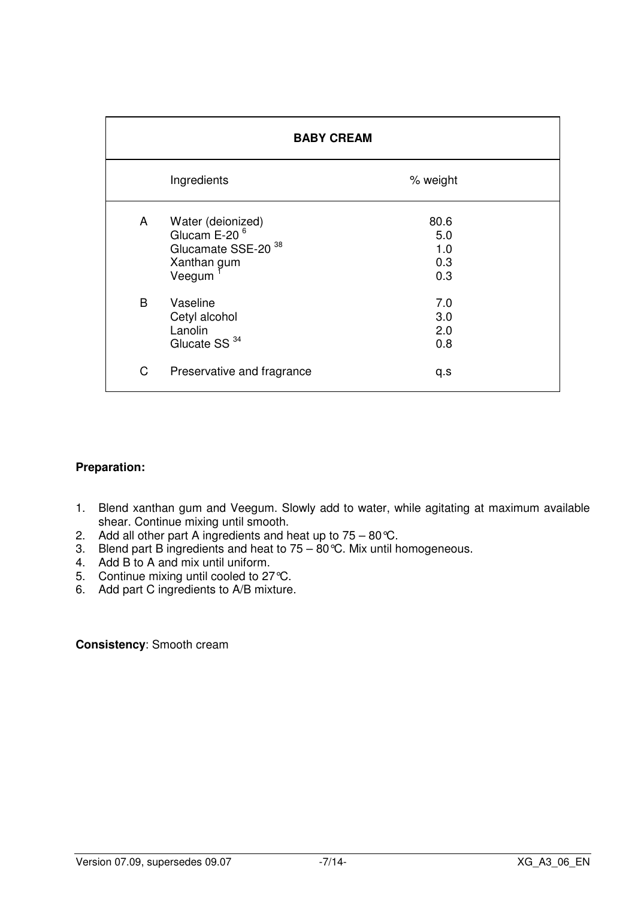| BABY CREAM | | |
|---|---|---|
| | Ingredients | % weight |
| A | Water (deionized) | 80.6 |
| | Glucam E-20 [6] | 5.0 |
| | Glucamate SSE-20 [38] | 1.0 |
| | Xanthan gum | 0.3 |
| | Veegum [1] | 0.3 |
| B | Vaseline | 7.0 |
| | Cetyl alcohol | 3.0 |
| | Lanolin | 2.0 |
| | Glucate SS [34] | 0.8 |
| C | Preservative and fragrance | q.s |

**Preparation:**

1. Blend xanthan gum and Veegum. Slowly add to water, while agitating at maximum available shear. Continue mixing until smooth.
2. Add all other part A ingredients and heat up to 75 – 80°C.
3. Blend part B ingredients and heat to 75 – 80°C. Mix until homogeneous.
4. Add B to A and mix until uniform.
5. Continue mixing until cooled to 27°C.
6. Add part C ingredients to A/B mixture.

**Consistency**: Smooth cream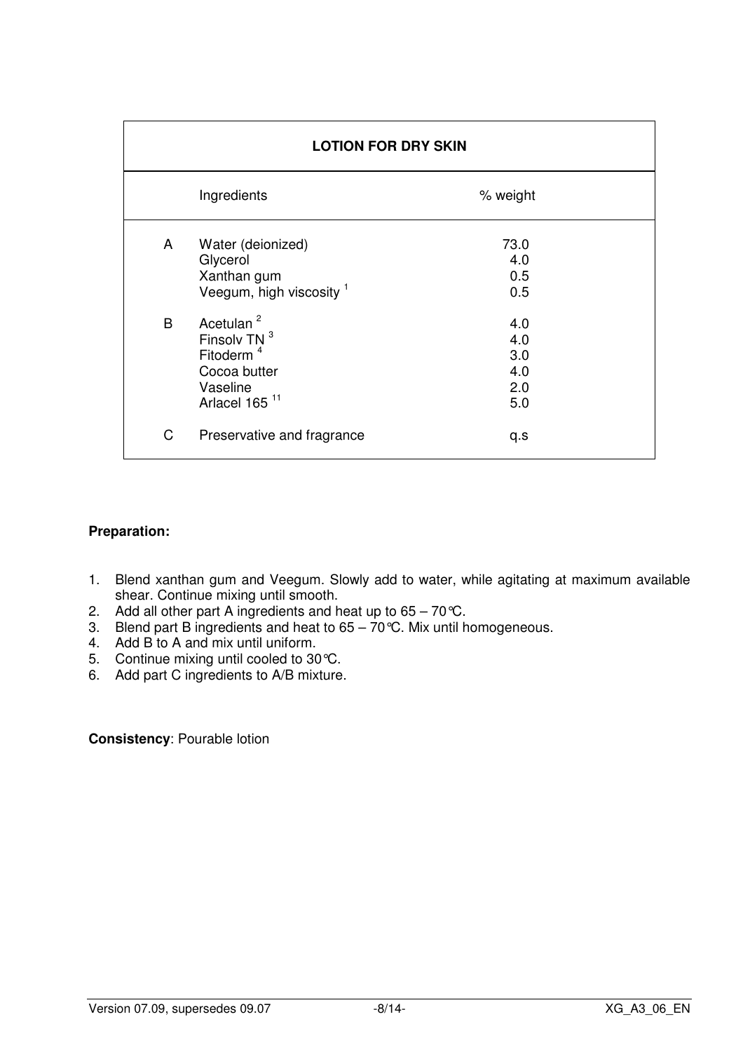| | LOTION FOR DRY SKIN | |
|---|---|---|
| | Ingredients | % weight |
| A | Water (deionized) | 73.0 |
| | Glycerol | 4.0 |
| | Xanthan gum | 0.5 |
| | Veegum, high viscosity [1] | 0.5 |
| B | Acetulan [2] | 4.0 |
| | Finsolv TN [3] | 4.0 |
| | Fitoderm [4] | 3.0 |
| | Cocoa butter | 4.0 |
| | Vaseline | 2.0 |
| | Arlacel 165 [11] | 5.0 |
| C | Preservative and fragrance | q.s |

**Preparation:**

1. Blend xanthan gum and Veegum. Slowly add to water, while agitating at maximum available shear. Continue mixing until smooth.
2. Add all other part A ingredients and heat up to 65 – 70°C.
3. Blend part B ingredients and heat to 65 – 70°C. Mix until homogeneous.
4. Add B to A and mix until uniform.
5. Continue mixing until cooled to 30°C.
6. Add part C ingredients to A/B mixture.

**Consistency**: Pourable lotion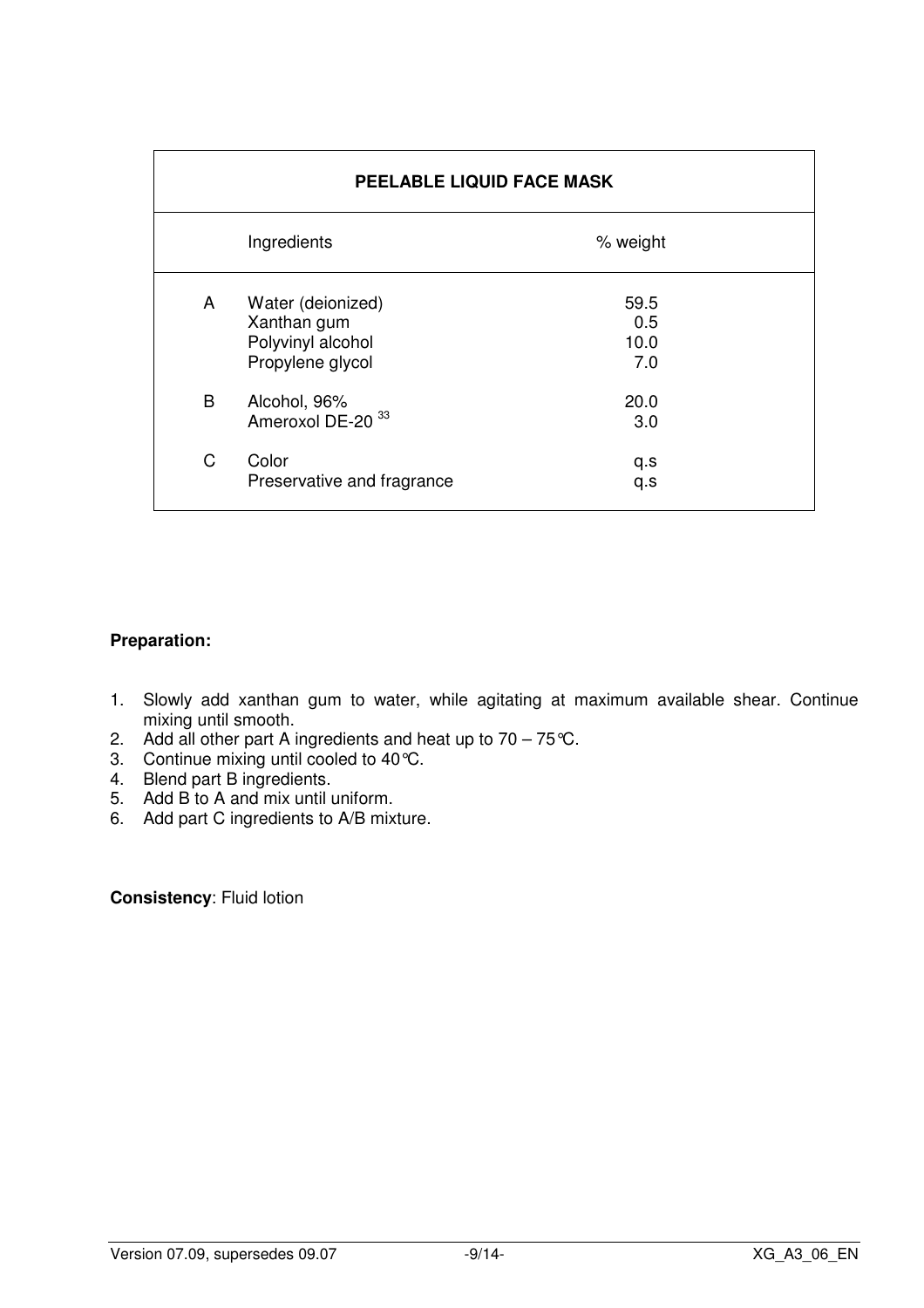| PEELABLE LIQUID FACE MASK | | |
|---|---|---|
| | Ingredients | % weight |
| A | Water (deionized) | 59.5 |
| | Xanthan gum | 0.5 |
| | Polyvinyl alcohol | 10.0 |
| | Propylene glycol | 7.0 |
| B | Alcohol, 96% | 20.0 |
| | Ameroxol DE-20 [33] | 3.0 |
| C | Color | q.s |
| | Preservative and fragrance | q.s |

**Preparation:**

1. Slowly add xanthan gum to water, while agitating at maximum available shear. Continue mixing until smooth.
2. Add all other part A ingredients and heat up to 70 – 75°C.
3. Continue mixing until cooled to 40°C.
4. Blend part B ingredients.
5. Add B to A and mix until uniform.
6. Add part C ingredients to A/B mixture.

**Consistency**: Fluid lotion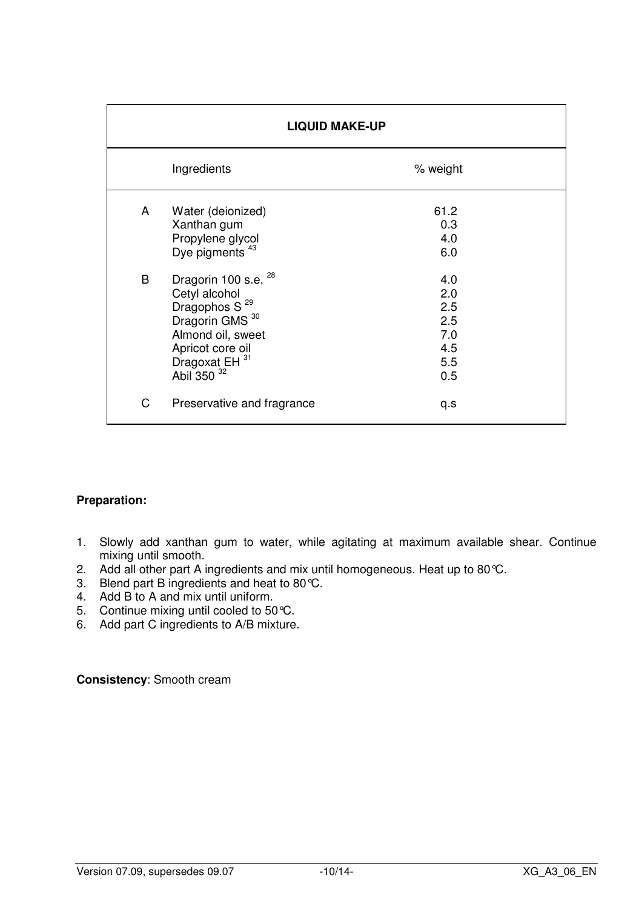| LIQUID MAKE-UP | | |
|---|---|---|
| | Ingredients | % weight |
| A | Water (deionized) | 61.2 |
| | Xanthan gum | 0.3 |
| | Propylene glycol | 4.0 |
| | Dye pigments [43] | 6.0 |
| B | Dragorin 100 s.e. [28] | 4.0 |
| | Cetyl alcohol | 2.0 |
| | Dragophos S [29] | 2.5 |
| | Dragorin GMS [30] | 2.5 |
| | Almond oil, sweet | 7.0 |
| | Apricot core oil | 4.5 |
| | Dragoxat EH [31] | 5.5 |
| | Abil 350 [32] | 0.5 |
| C | Preservative and fragrance | q.s |

**Preparation:**

1. Slowly add xanthan gum to water, while agitating at maximum available shear. Continue mixing until smooth.
2. Add all other part A ingredients and mix until homogeneous. Heat up to 80°C.
3. Blend part B ingredients and heat to 80°C.
4. Add B to A and mix until uniform.
5. Continue mixing until cooled to 50°C.
6. Add part C ingredients to A/B mixture.

**Consistency**: Smooth cream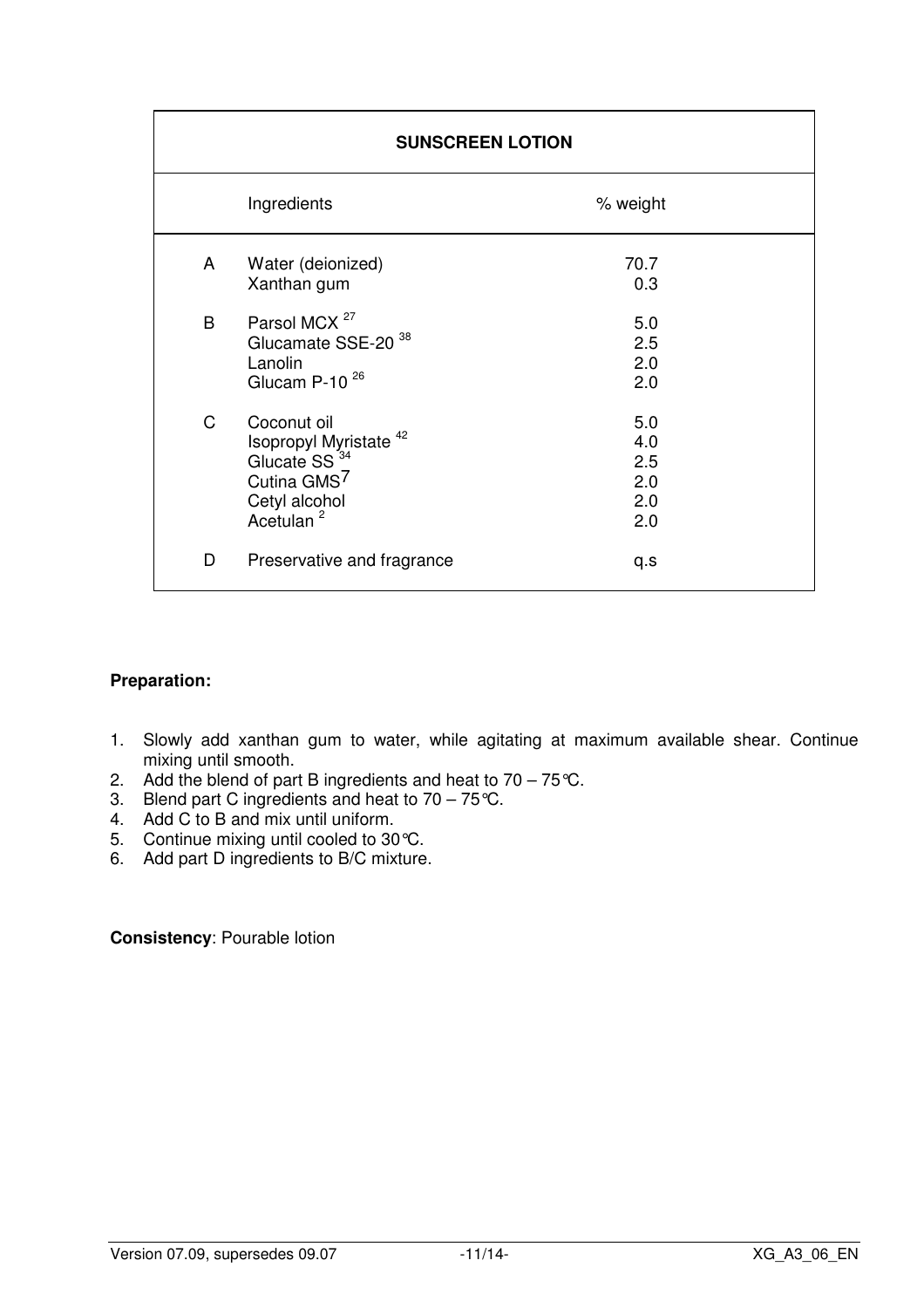| | SUNSCREEN LOTION | |
|---|---|---|
| | Ingredients | % weight |
| A | Water (deionized) | 70.7 |
| | Xanthan gum | 0.3 |
| B | Parsol MCX [27] | 5.0 |
| | Glucamate SSE-20 [38] | 2.5 |
| | Lanolin | 2.0 |
| | Glucam P-10 [26] | 2.0 |
| C | Coconut oil | 5.0 |
| | Isopropyl Myristate [42] | 4.0 |
| | Glucate SS [34] | 2.5 |
| | Cutina GMS[7] | 2.0 |
| | Cetyl alcohol | 2.0 |
| | Acetulan [2] | 2.0 |
| D | Preservative and fragrance | q.s |

**Preparation:**

1. Slowly add xanthan gum to water, while agitating at maximum available shear. Continue mixing until smooth.
2. Add the blend of part B ingredients and heat to 70 – 75°C.
3. Blend part C ingredients and heat to 70 – 75°C.
4. Add C to B and mix until uniform.
5. Continue mixing until cooled to 30°C.
6. Add part D ingredients to B/C mixture.

**Consistency**: Pourable lotion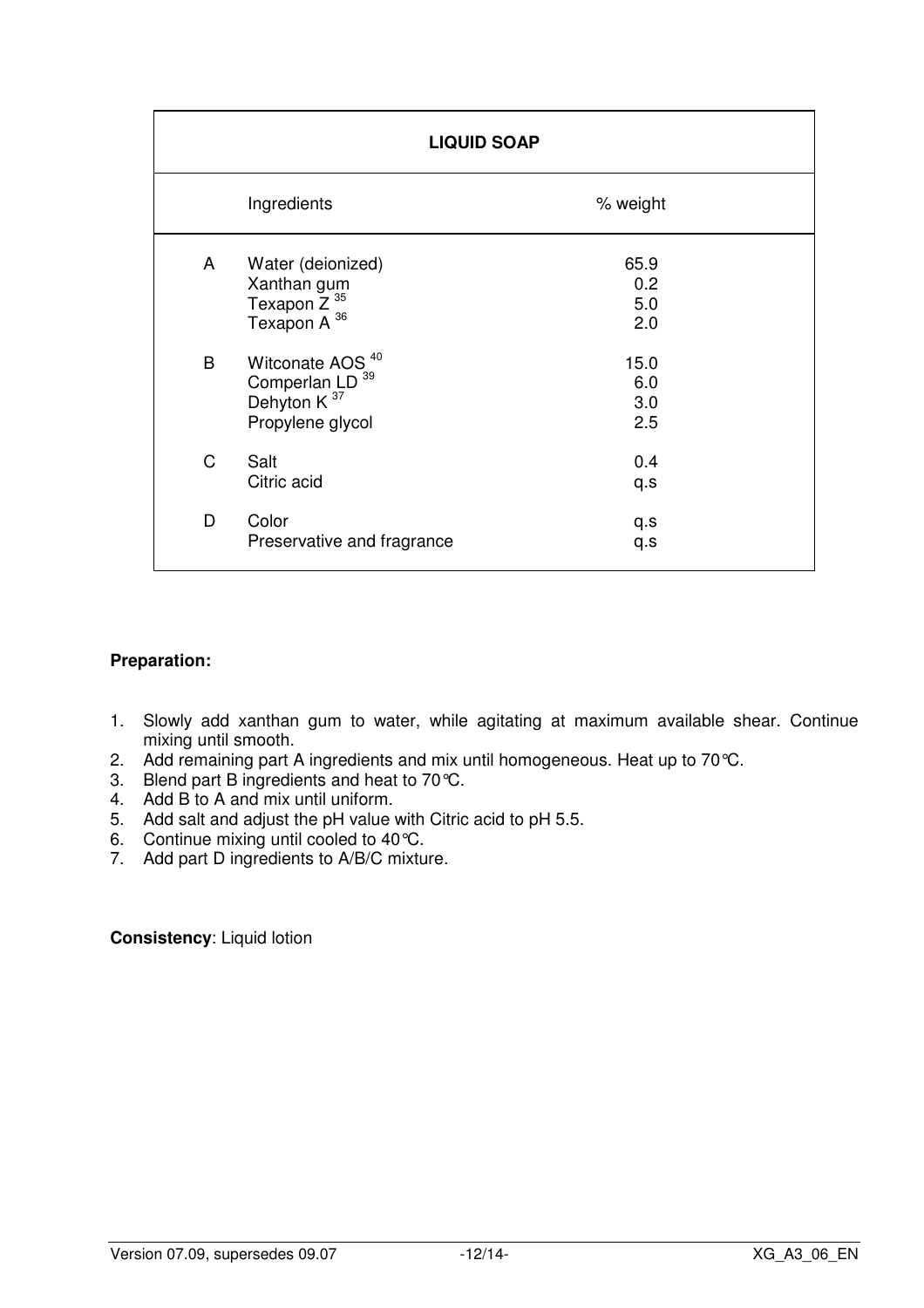| LIQUID SOAP | | |
|---|---|---|
| | Ingredients | % weight |
| A | Water (deionized) | 65.9 |
| | Xanthan gum | 0.2 |
| | Texapon Z [35] | 5.0 |
| | Texapon A [36] | 2.0 |
| B | Witconate AOS [40] | 15.0 |
| | Comperlan LD [39] | 6.0 |
| | Dehyton K [37] | 3.0 |
| | Propylene glycol | 2.5 |
| C | Salt | 0.4 |
| | Citric acid | q.s |
| D | Color | q.s |
| | Preservative and fragrance | q.s |

**Preparation:**

1. Slowly add xanthan gum to water, while agitating at maximum available shear. Continue mixing until smooth.
2. Add remaining part A ingredients and mix until homogeneous. Heat up to 70°C.
3. Blend part B ingredients and heat to 70°C.
4. Add B to A and mix until uniform.
5. Add salt and adjust the pH value with Citric acid to pH 5.5.
6. Continue mixing until cooled to 40°C.
7. Add part D ingredients to A/B/C mixture.

**Consistency**: Liquid lotion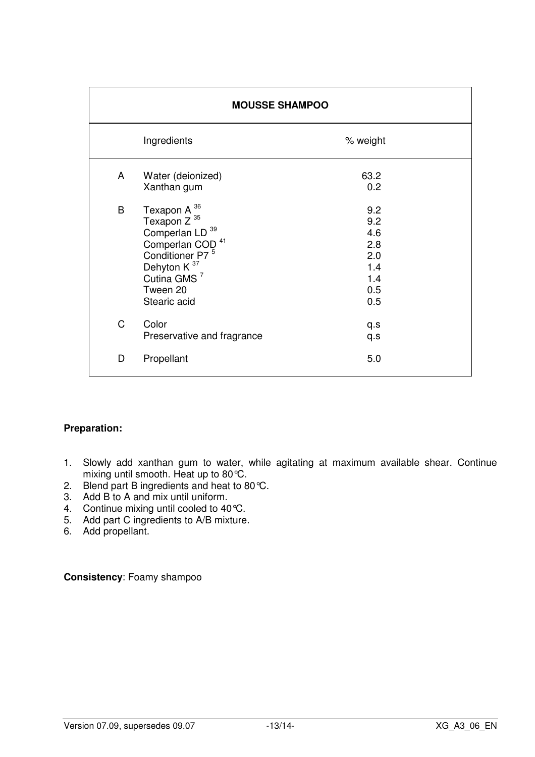| MOUSSE SHAMPOO | | |
|---|---|---|
| | Ingredients | % weight |
| A | Water (deionized) | 63.2 |
| | Xanthan gum | 0.2 |
| B | Texapon A [36] | 9.2 |
| | Texapon Z [35] | 9.2 |
| | Comperlan LD [39] | 4.6 |
| | Comperlan COD [41] | 2.8 |
| | Conditioner P7 [5] | 2.0 |
| | Dehyton K [37] | 1.4 |
| | Cutina GMS [7] | 1.4 |
| | Tween 20 | 0.5 |
| | Stearic acid | 0.5 |
| C | Color | q.s |
| | Preservative and fragrance | q.s |
| D | Propellant | 5.0 |

**Preparation:**

1. Slowly add xanthan gum to water, while agitating at maximum available shear. Continue mixing until smooth. Heat up to 80°C.
2. Blend part B ingredients and heat to 80°C.
3. Add B to A and mix until uniform.
4. Continue mixing until cooled to 40°C.
5. Add part C ingredients to A/B mixture.
6. Add propellant.

**Consistency**: Foamy shampoo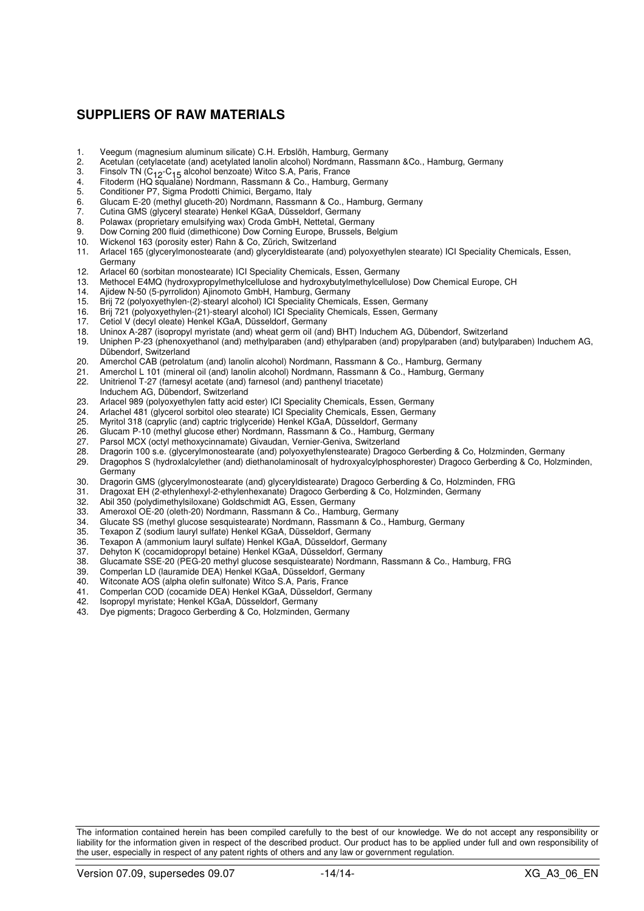## SUPPLIERS OF RAW MATERIALS

1. Veegum (magnesium aluminum silicate) C.H. Erbslöh, Hamburg, Germany
2. Acetulan (cetylacetate (and) acetylated lanolin alcohol) Nordmann, Rassmann &Co., Hamburg, Germany
3. Finsolv TN ($C_{12}$-$C_{15}$ alcohol benzoate) Witco S.A, Paris, France
4. Fitoderm (HQ squalane) Nordmann, Rassmann & Co., Hamburg, Germany
5. Conditioner P7, Sigma Prodotti Chimici, Bergamo, Italy
6. Glucam E-20 (methyl gluceth-20) Nordmann, Rassmann & Co., Hamburg, Germany
7. Cutina GMS (glyceryl stearate) Henkel KGaA, Düsseldorf, Germany
8. Polawax (proprietary emulsifying wax) Croda GmbH, Nettetal, Germany
9. Dow Corning 200 fluid (dimethicone) Dow Corning Europe, Brussels, Belgium
10. Wickenol 163 (porosity ester) Rahn & Co, Zürich, Switzerland
11. Arlacel 165 (glycerylmonostearate (and) glyceryldistearate (and) polyoxyethylen stearate) ICI Speciality Chemicals, Essen, Germany
12. Arlacel 60 (sorbitan monostearate) ICI Speciality Chemicals, Essen, Germany
13. Methocel E4MQ (hydroxypropylmethylcellulose and hydroxybutylmethylcellulose) Dow Chemical Europe, CH
14. Ajidew N-50 (5-pyrrolidon) Ajinomoto GmbH, Hamburg, Germany
15. Brij 72 (polyoxyethylen-(2)-stearyl alcohol) ICI Speciality Chemicals, Essen, Germany
16. Brij 721 (polyoxyethylen-(21)-stearyl alcohol) ICI Speciality Chemicals, Essen, Germany
17. Cetiol V (decyl oleate) Henkel KGaA, Düsseldorf, Germany
18. Uninox A-287 (isopropyl myristate (and) wheat germ oil (and) BHT) Induchem AG, Dübendorf, Switzerland
19. Uniphen P-23 (phenoxyethanol (and) methylparaben (and) ethylparaben (and) propylparaben (and) butylparaben) Induchem AG, Dübendorf, Switzerland
20. Amerchol CAB (petrolatum (and) lanolin alcohol) Nordmann, Rassmann & Co., Hamburg, Germany
21. Amerchol L 101 (mineral oil (and) lanolin alcohol) Nordmann, Rassmann & Co., Hamburg, Germany
22. Unitrienol T-27 (farnesyl acetate (and) farnesol (and) panthenyl triacetate) Induchem AG, Dübendorf, Switzerland
23. Arlacel 989 (polyoxyethylen fatty acid ester) ICI Speciality Chemicals, Essen, Germany
24. Arlachel 481 (glycerol sorbitol oleo stearate) ICI Speciality Chemicals, Essen, Germany
25. Myritol 318 (caprylic (and) captric triglyceride) Henkel KGaA, Düsseldorf, Germany
26. Glucam P-10 (methyl glucose ether) Nordmann, Rassmann & Co., Hamburg, Germany
27. Parsol MCX (octyl methoxycinnamate) Givaudan, Vernier-Geniva, Switzerland
28. Dragorin 100 s.e. (glycerylmonostearate (and) polyoxyethylenstearate) Dragoco Gerberding & Co, Holzminden, Germany
29. Dragophos S (hydroxlalcylether (and) diethanolaminosalt of hydroxyalcylphosphorester) Dragoco Gerberding & Co, Holzminden, Germany
30. Dragorin GMS (glycerylmonostearate (and) glyceryldistearate) Dragoco Gerberding & Co, Holzminden, FRG
31. Dragoxat EH (2-ethylenhexyl-2-ethylenhexanate) Dragoco Gerberding & Co, Holzminden, Germany
32. Abil 350 (polydimethylsiloxane) Goldschmidt AG, Essen, Germany
33. Ameroxol OE-20 (oleth-20) Nordmann, Rassmann & Co., Hamburg, Germany
34. Glucate SS (methyl glucose sesquistearate) Nordmann, Rassmann & Co., Hamburg, Germany
35. Texapon Z (sodium lauryl sulfate) Henkel KGaA, Düsseldorf, Germany
36. Texapon A (ammonium lauryl sulfate) Henkel KGaA, Düsseldorf, Germany
37. Dehyton K (cocamidopropyl betaine) Henkel KGaA, Düsseldorf, Germany
38. Glucamate SSE-20 (PEG-20 methyl glucose sesquistearate) Nordmann, Rassmann & Co., Hamburg, FRG
39. Comperlan LD (lauramide DEA) Henkel KGaA, Düsseldorf, Germany
40. Witconate AOS (alpha olefin sulfonate) Witco S.A, Paris, France
41. Comperlan COD (cocamide DEA) Henkel KGaA, Düsseldorf, Germany
42. Isopropyl myristate; Henkel KGaA, Düsseldorf, Germany
43. Dye pigments; Dragoco Gerberding & Co, Holzminden, Germany

The information contained herein has been compiled carefully to the best of our knowledge. We do not accept any responsibility or liability for the information given in respect of the described product. Our product has to be applied under full and own responsibility of the user, especially in respect of any patent rights of others and any law or government regulation.

Version 07.09, supersedes 09.07 XG_A3_06_EN